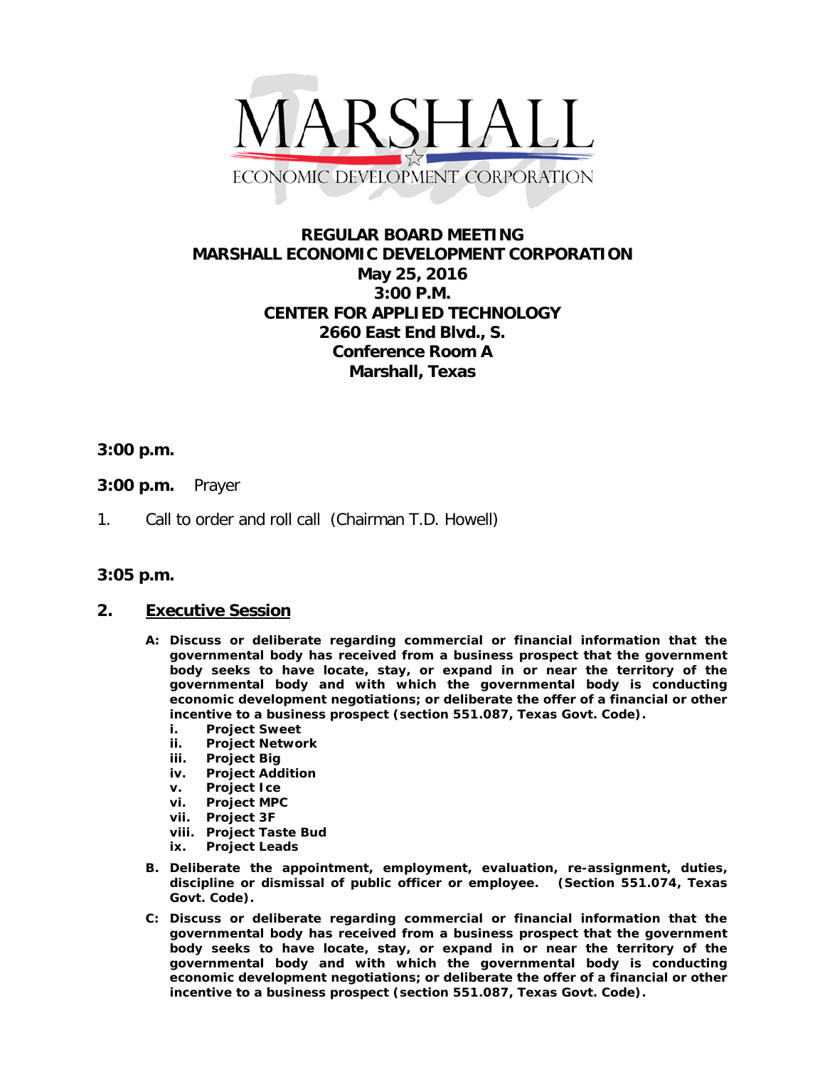MARSHALL
ECONOMIC DEVELOPMENT CORPORATION

# REGULAR BOARD MEETING
# MARSHALL ECONOMIC DEVELOPMENT CORPORATION
## May 25, 2016
## 3:00 P.M.
## CENTER FOR APPLIED TECHNOLOGY
## 2660 East End Blvd., S.
## Conference Room A
## Marshall, Texas

**3:00 p.m.**

**3:00 p.m.** Prayer

1. Call to order and roll call (Chairman T.D. Howell)

**3:05 p.m.**

## 2. Executive Session

**A: Discuss or deliberate regarding commercial or financial information that the governmental body has received from a business prospect that the government body seeks to have locate, stay, or expand in or near the territory of the governmental body and with which the governmental body is conducting economic development negotiations; or deliberate the offer of a financial or other incentive to a business prospect (section 551.087, Texas Govt. Code).**

- **i. Project Sweet**
- **ii. Project Network**
- **iii. Project Big**
- **iv. Project Addition**
- **v. Project Ice**
- **vi. Project MPC**
- **vii. Project 3F**
- **viii. Project Taste Bud**
- **ix. Project Leads**

**B. Deliberate the appointment, employment, evaluation, re-assignment, duties, discipline or dismissal of public officer or employee. (Section 551.074, Texas Govt. Code).**

**C: Discuss or deliberate regarding commercial or financial information that the governmental body has received from a business prospect that the government body seeks to have locate, stay, or expand in or near the territory of the governmental body and with which the governmental body is conducting economic development negotiations; or deliberate the offer of a financial or other incentive to a business prospect (section 551.087, Texas Govt. Code).**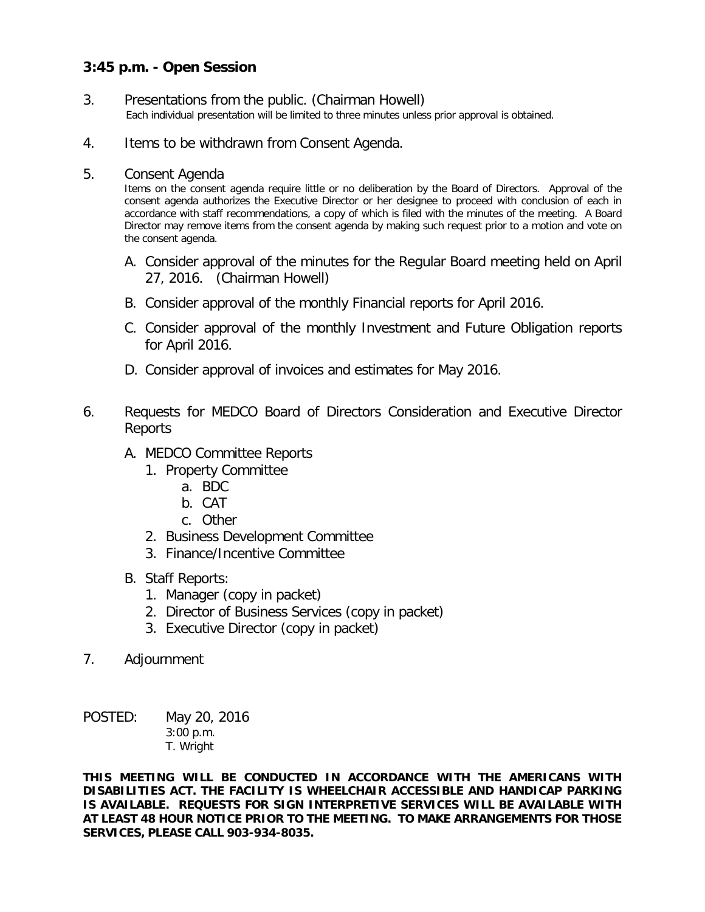**3:45 p.m. - Open Session**

3. Presentations from the public. (Chairman Howell)
   Each individual presentation will be limited to three minutes unless prior approval is obtained.

4. Items to be withdrawn from Consent Agenda.

5. Consent Agenda
   Items on the consent agenda require little or no deliberation by the Board of Directors. Approval of the consent agenda authorizes the Executive Director or her designee to proceed with conclusion of each in accordance with staff recommendations, a copy of which is filed with the minutes of the meeting. A Board Director may remove items from the consent agenda by making such request prior to a motion and vote on the consent agenda.

   A. Consider approval of the minutes for the Regular Board meeting held on April 27, 2016. (Chairman Howell)
   B. Consider approval of the monthly Financial reports for April 2016.
   C. Consider approval of the monthly Investment and Future Obligation reports for April 2016.
   D. Consider approval of invoices and estimates for May 2016.

6. Requests for MEDCO Board of Directors Consideration and Executive Director Reports

   A. MEDCO Committee Reports
      1. Property Committee
         a. BDC
         b. CAT
         c. Other
      2. Business Development Committee
      3. Finance/Incentive Committee
   B. Staff Reports:
      1. Manager (copy in packet)
      2. Director of Business Services (copy in packet)
      3. Executive Director (copy in packet)

7. Adjournment

POSTED: May 20, 2016
3:00 p.m.
T. Wright

**THIS MEETING WILL BE CONDUCTED IN ACCORDANCE WITH THE AMERICANS WITH DISABILITIES ACT. THE FACILITY IS WHEELCHAIR ACCESSIBLE AND HANDICAP PARKING IS AVAILABLE. REQUESTS FOR SIGN INTERPRETIVE SERVICES WILL BE AVAILABLE WITH AT LEAST 48 HOUR NOTICE PRIOR TO THE MEETING. TO MAKE ARRANGEMENTS FOR THOSE SERVICES, PLEASE CALL 903-934-8035.**